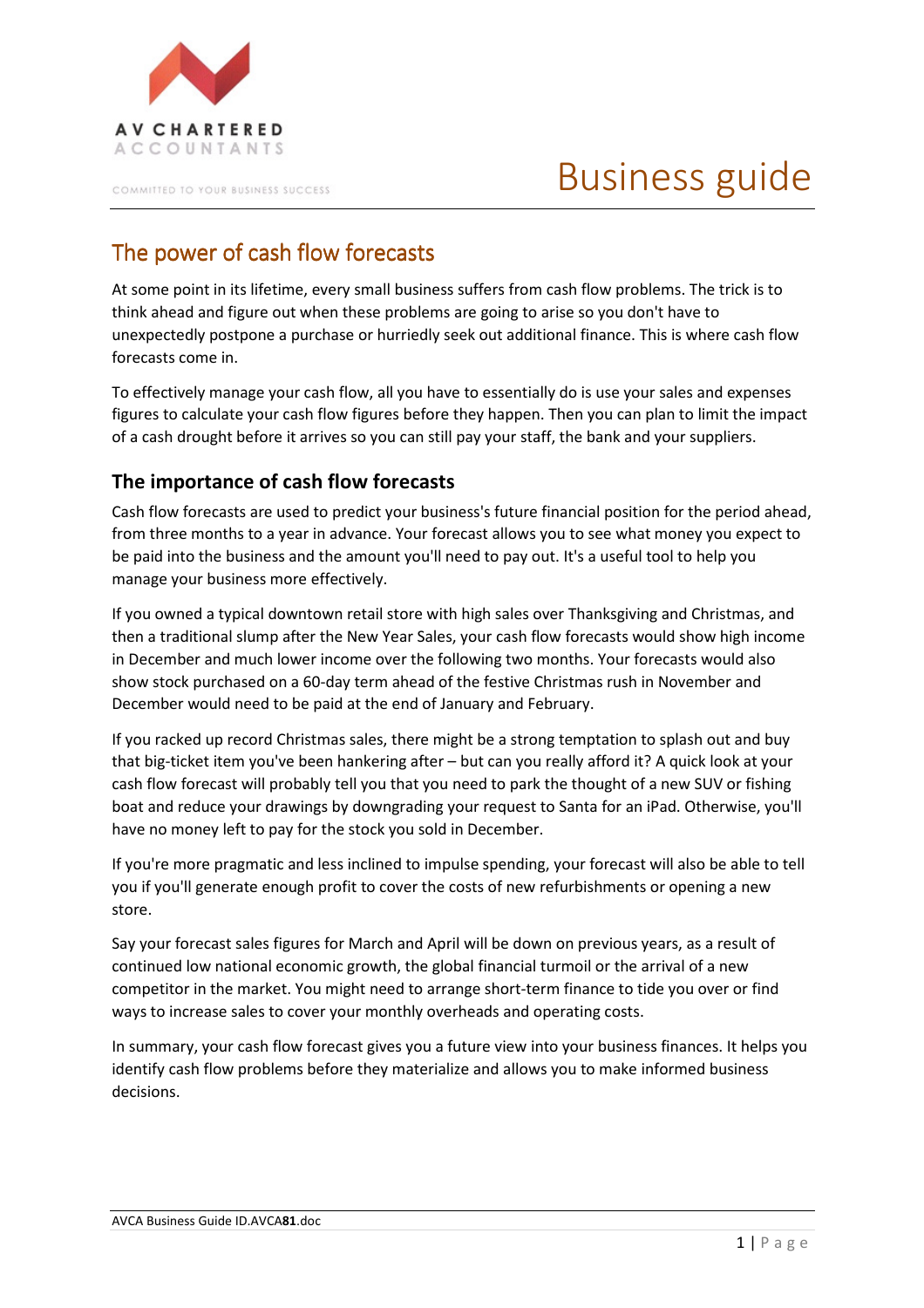# Business guide

## The power of cash flow forecasts

At some point in its lifetime, every small business suffers from cash flow problems. The trick is to think ahead and figure out when these problems are going to arise so you don't have to unexpectedly postpone a purchase or hurriedly seek out additional finance. This is where cash flow forecasts come in.

To effectively manage your cash flow, all you have to essentially do is use your sales and expenses figures to calculate your cash flow figures before they happen. Then you can plan to limit the impact of a cash drought before it arrives so you can still pay your staff, the bank and your suppliers.

### The importance of cash flow forecasts

Cash flow forecasts are used to predict your business's future financial position for the period ahead, from three months to a year in advance. Your forecast allows you to see what money you expect to be paid into the business and the amount you'll need to pay out. It's a useful tool to help you manage your business more effectively.

If you owned a typical downtown retail store with high sales over Thanksgiving and Christmas, and then a traditional slump after the New Year Sales, your cash flow forecasts would show high income in December and much lower income over the following two months. Your forecasts would also show stock purchased on a 60-day term ahead of the festive Christmas rush in November and December would need to be paid at the end of January and February.

If you racked up record Christmas sales, there might be a strong temptation to splash out and buy that big-ticket item you've been hankering after – but can you really afford it? A quick look at your cash flow forecast will probably tell you that you need to park the thought of a new SUV or fishing boat and reduce your drawings by downgrading your request to Santa for an iPad. Otherwise, you'll have no money left to pay for the stock you sold in December.

If you're more pragmatic and less inclined to impulse spending, your forecast will also be able to tell you if you'll generate enough profit to cover the costs of new refurbishments or opening a new store.

Say your forecast sales figures for March and April will be down on previous years, as a result of continued low national economic growth, the global financial turmoil or the arrival of a new competitor in the market. You might need to arrange short-term finance to tide you over or find ways to increase sales to cover your monthly overheads and operating costs.

In summary, your cash flow forecast gives you a future view into your business finances. It helps you identify cash flow problems before they materialize and allows you to make informed business decisions.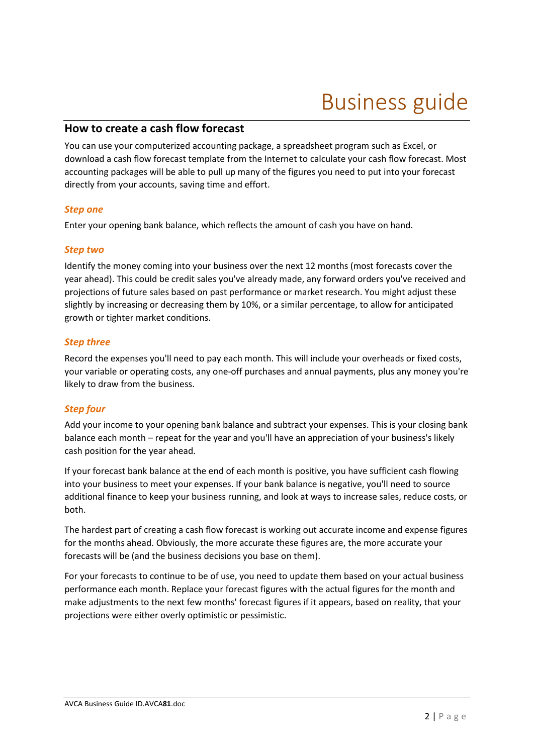# Business guide

## How to create a cash flow forecast

You can use your computerized accounting package, a spreadsheet program such as Excel, or download a cash flow forecast template from the Internet to calculate your cash flow forecast. Most accounting packages will be able to pull up many of the figures you need to put into your forecast directly from your accounts, saving time and effort.

### *Step one*

Enter your opening bank balance, which reflects the amount of cash you have on hand.

### *Step two*

Identify the money coming into your business over the next 12 months (most forecasts cover the year ahead). This could be credit sales you've already made, any forward orders you've received and projections of future sales based on past performance or market research. You might adjust these slightly by increasing or decreasing them by 10%, or a similar percentage, to allow for anticipated growth or tighter market conditions.

### *Step three*

Record the expenses you'll need to pay each month. This will include your overheads or fixed costs, your variable or operating costs, any one-off purchases and annual payments, plus any money you're likely to draw from the business.

### *Step four*

Add your income to your opening bank balance and subtract your expenses. This is your closing bank balance each month – repeat for the year and you'll have an appreciation of your business's likely cash position for the year ahead.

If your forecast bank balance at the end of each month is positive, you have sufficient cash flowing into your business to meet your expenses. If your bank balance is negative, you'll need to source additional finance to keep your business running, and look at ways to increase sales, reduce costs, or both.

The hardest part of creating a cash flow forecast is working out accurate income and expense figures for the months ahead. Obviously, the more accurate these figures are, the more accurate your forecasts will be (and the business decisions you base on them).

For your forecasts to continue to be of use, you need to update them based on your actual business performance each month. Replace your forecast figures with the actual figures for the month and make adjustments to the next few months' forecast figures if it appears, based on reality, that your projections were either overly optimistic or pessimistic.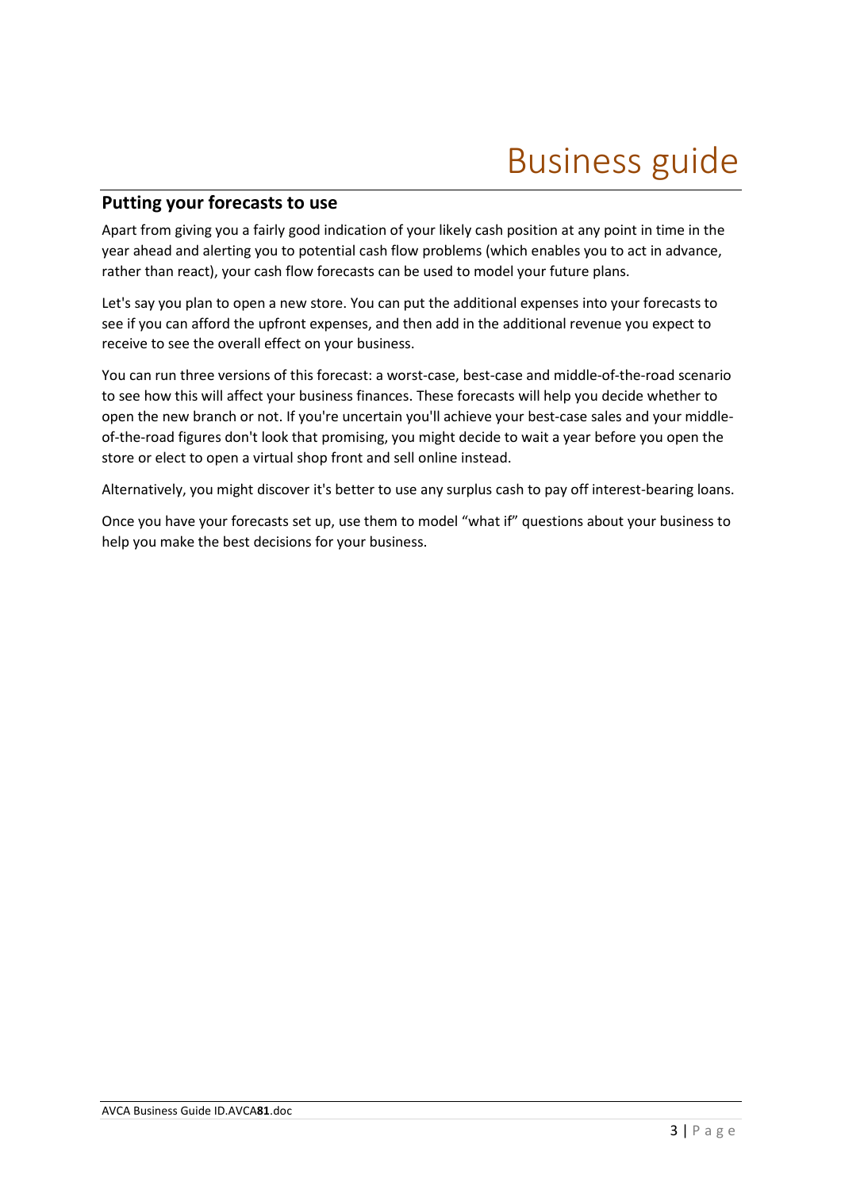## Putting your forecasts to use

Apart from giving you a fairly good indication of your likely cash position at any point in time in the year ahead and alerting you to potential cash flow problems (which enables you to act in advance, rather than react), your cash flow forecasts can be used to model your future plans.

Let's say you plan to open a new store. You can put the additional expenses into your forecasts to see if you can afford the upfront expenses, and then add in the additional revenue you expect to receive to see the overall effect on your business.

You can run three versions of this forecast: a worst-case, best-case and middle-of-the-road scenario to see how this will affect your business finances. These forecasts will help you decide whether to open the new branch or not. If you're uncertain you'll achieve your best-case sales and your middle-of-the-road figures don't look that promising, you might decide to wait a year before you open the store or elect to open a virtual shop front and sell online instead.

Alternatively, you might discover it's better to use any surplus cash to pay off interest-bearing loans.

Once you have your forecasts set up, use them to model "what if" questions about your business to help you make the best decisions for your business.